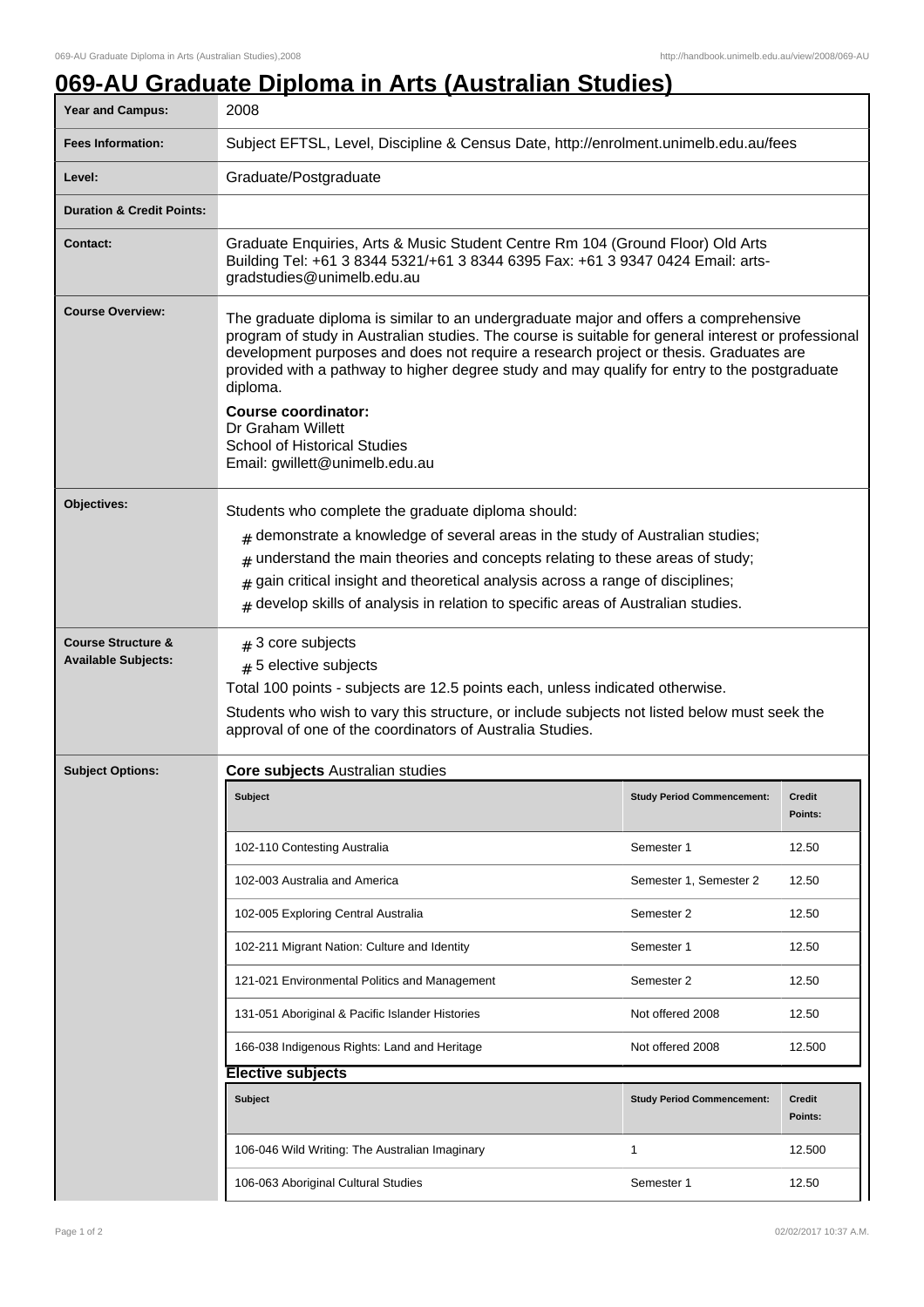# 069-AU Graduate Diploma in Arts (Australian Studies)

| | |
|---|---|
| **Year and Campus:** | 2008 |
| **Fees Information:** | Subject EFTSL, Level, Discipline & Census Date, http://enrolment.unimelb.edu.au/fees |
| **Level:** | Graduate/Postgraduate |
| **Duration & Credit Points:** | |
| **Contact:** | Graduate Enquiries, Arts & Music Student Centre Rm 104 (Ground Floor) Old Arts Building Tel: +61 3 8344 5321/+61 3 8344 6395 Fax: +61 3 9347 0424 Email: arts-gradstudies@unimelb.edu.au |

**Course Overview:**

The graduate diploma is similar to an undergraduate major and offers a comprehensive program of study in Australian studies. The course is suitable for general interest or professional development purposes and does not require a research project or thesis. Graduates are provided with a pathway to higher degree study and may qualify for entry to the postgraduate diploma.

**Course coordinator:**
Dr Graham Willett
School of Historical Studies
Email: gwillett@unimelb.edu.au

**Objectives:**

Students who complete the graduate diploma should:

- demonstrate a knowledge of several areas in the study of Australian studies;
- understand the main theories and concepts relating to these areas of study;
- gain critical insight and theoretical analysis across a range of disciplines;
- develop skills of analysis in relation to specific areas of Australian studies.

**Course Structure & Available Subjects:**

- 3 core subjects
- 5 elective subjects

Total 100 points - subjects are 12.5 points each, unless indicated otherwise.

Students who wish to vary this structure, or include subjects not listed below must seek the approval of one of the coordinators of Australia Studies.

**Subject Options:**

**Core subjects** Australian studies

| Subject | Study Period Commencement: | Credit Points: |
|---|---|---|
| 102-110 Contesting Australia | Semester 1 | 12.50 |
| 102-003 Australia and America | Semester 1, Semester 2 | 12.50 |
| 102-005 Exploring Central Australia | Semester 2 | 12.50 |
| 102-211 Migrant Nation: Culture and Identity | Semester 1 | 12.50 |
| 121-021 Environmental Politics and Management | Semester 2 | 12.50 |
| 131-051 Aboriginal & Pacific Islander Histories | Not offered 2008 | 12.50 |
| 166-038 Indigenous Rights: Land and Heritage | Not offered 2008 | 12.500 |

**Elective subjects**

| Subject | Study Period Commencement: | Credit Points: |
|---|---|---|
| 106-046 Wild Writing: The Australian Imaginary | 1 | 12.500 |
| 106-063 Aboriginal Cultural Studies | Semester 1 | 12.50 |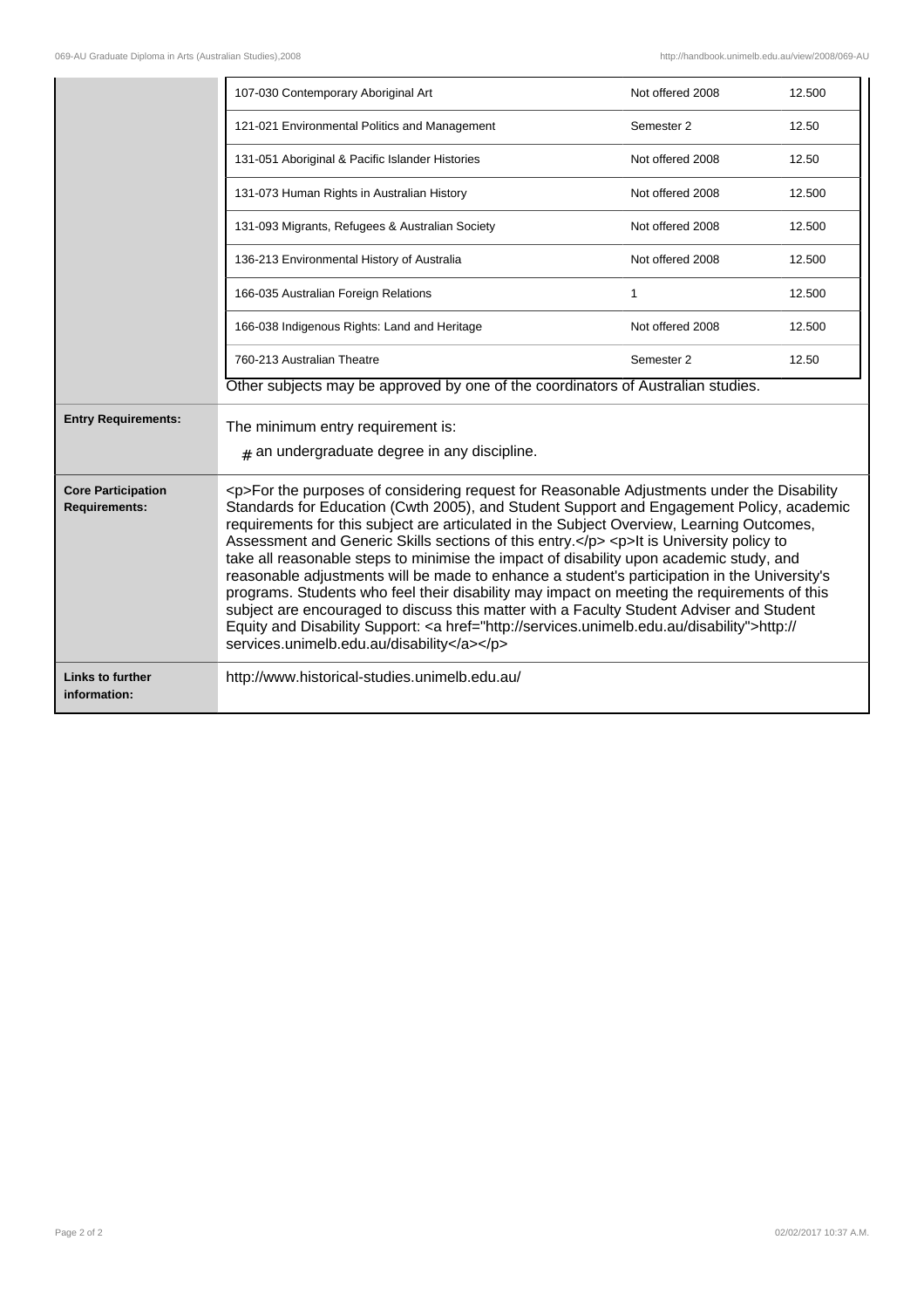| | | | |
|---|---|---|---|
| | 107-030 Contemporary Aboriginal Art | Not offered 2008 | 12.500 |
| | 121-021 Environmental Politics and Management | Semester 2 | 12.50 |
| | 131-051 Aboriginal & Pacific Islander Histories | Not offered 2008 | 12.50 |
| | 131-073 Human Rights in Australian History | Not offered 2008 | 12.500 |
| | 131-093 Migrants, Refugees & Australian Society | Not offered 2008 | 12.500 |
| | 136-213 Environmental History of Australia | Not offered 2008 | 12.500 |
| | 166-035 Australian Foreign Relations | 1 | 12.500 |
| | 166-038 Indigenous Rights: Land and Heritage | Not offered 2008 | 12.500 |
| | 760-213 Australian Theatre | Semester 2 | 12.50 |
| | Other subjects may be approved by one of the coordinators of Australian studies. | | |
| **Entry Requirements:** | The minimum entry requirement is: # an undergraduate degree in any discipline. | | |
| **Core Participation Requirements:** | <p>For the purposes of considering request for Reasonable Adjustments under the Disability Standards for Education (Cwth 2005), and Student Support and Engagement Policy, academic requirements for this subject are articulated in the Subject Overview, Learning Outcomes, Assessment and Generic Skills sections of this entry.</p> <p>It is University policy to take all reasonable steps to minimise the impact of disability upon academic study, and reasonable adjustments will be made to enhance a student's participation in the University's programs. Students who feel their disability may impact on meeting the requirements of this subject are encouraged to discuss this matter with a Faculty Student Adviser and Student Equity and Disability Support: <a href="http://services.unimelb.edu.au/disability">http://services.unimelb.edu.au/disability</a></p> | | |
| **Links to further information:** | http://www.historical-studies.unimelb.edu.au/ | | |